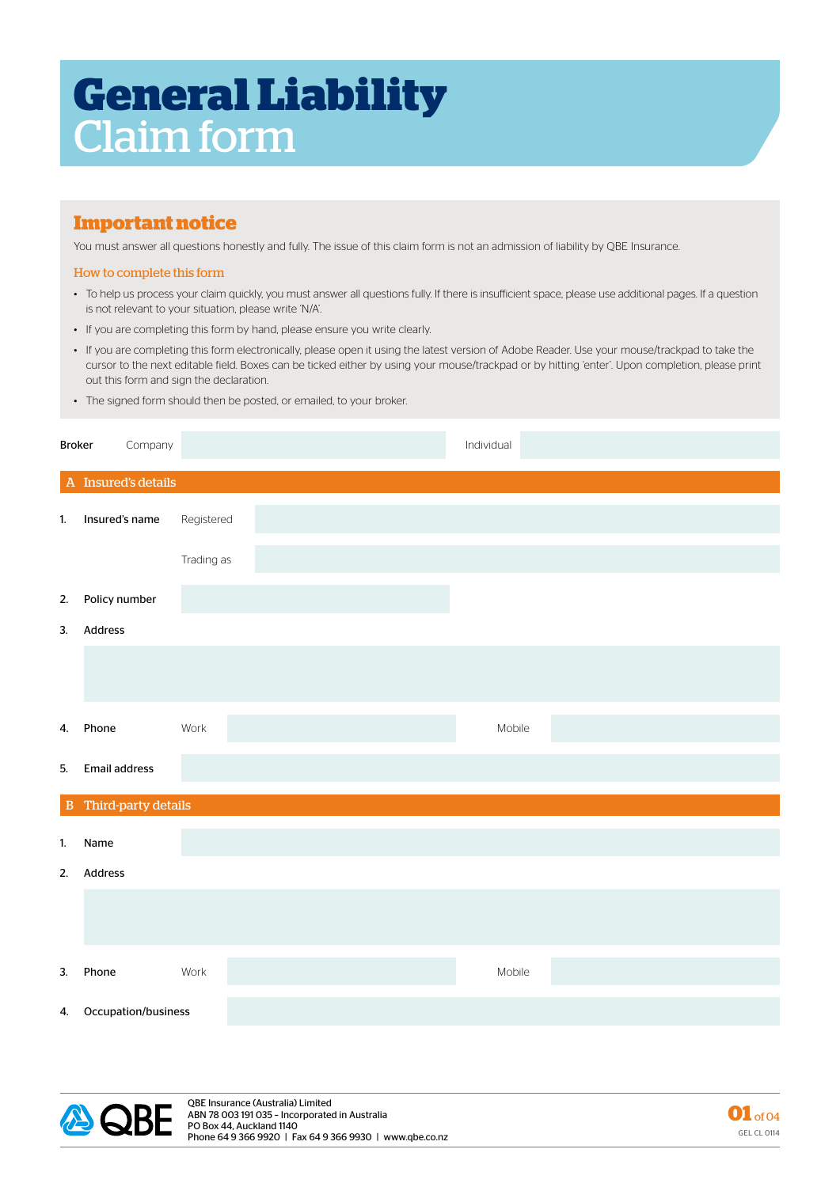# General Liability Claim form

## Important notice

You must answer all questions honestly and fully. The issue of this claim form is not an admission of liability by QBE Insurance.

### How to complete this form

- To help us process your claim quickly, you must answer all questions fully. If there is insufficient space, please use additional pages. If a question is not relevant to your situation, please write 'N/A'.
- If you are completing this form by hand, please ensure you write clearly.
- If you are completing this form electronically, please open it using the latest version of Adobe Reader. Use your mouse/trackpad to take the cursor to the next editable field. Boxes can be ticked either by using your mouse/trackpad or by hitting 'enter'. Upon completion, please print out this form and sign the declaration.
- The signed form should then be posted, or emailed, to your broker.

Broker  Company ______  Individual ______

## A Insured's details

1. Insured's name  Registered ______

   Trading as ______

2. Policy number ______
3. Address ______
4. Phone  Work ______  Mobile ______
5. Email address ______

## B Third-party details

1. Name ______
2. Address ______
3. Phone  Work ______  Mobile ______
4. Occupation/business ______

QBE Insurance (Australia) Limited
ABN 78 003 191 035 – Incorporated in Australia
PO Box 44, Auckland 1140
Phone 64 9 366 9920 | Fax 64 9 366 9930 | www.qbe.co.nz

GEL CL 0114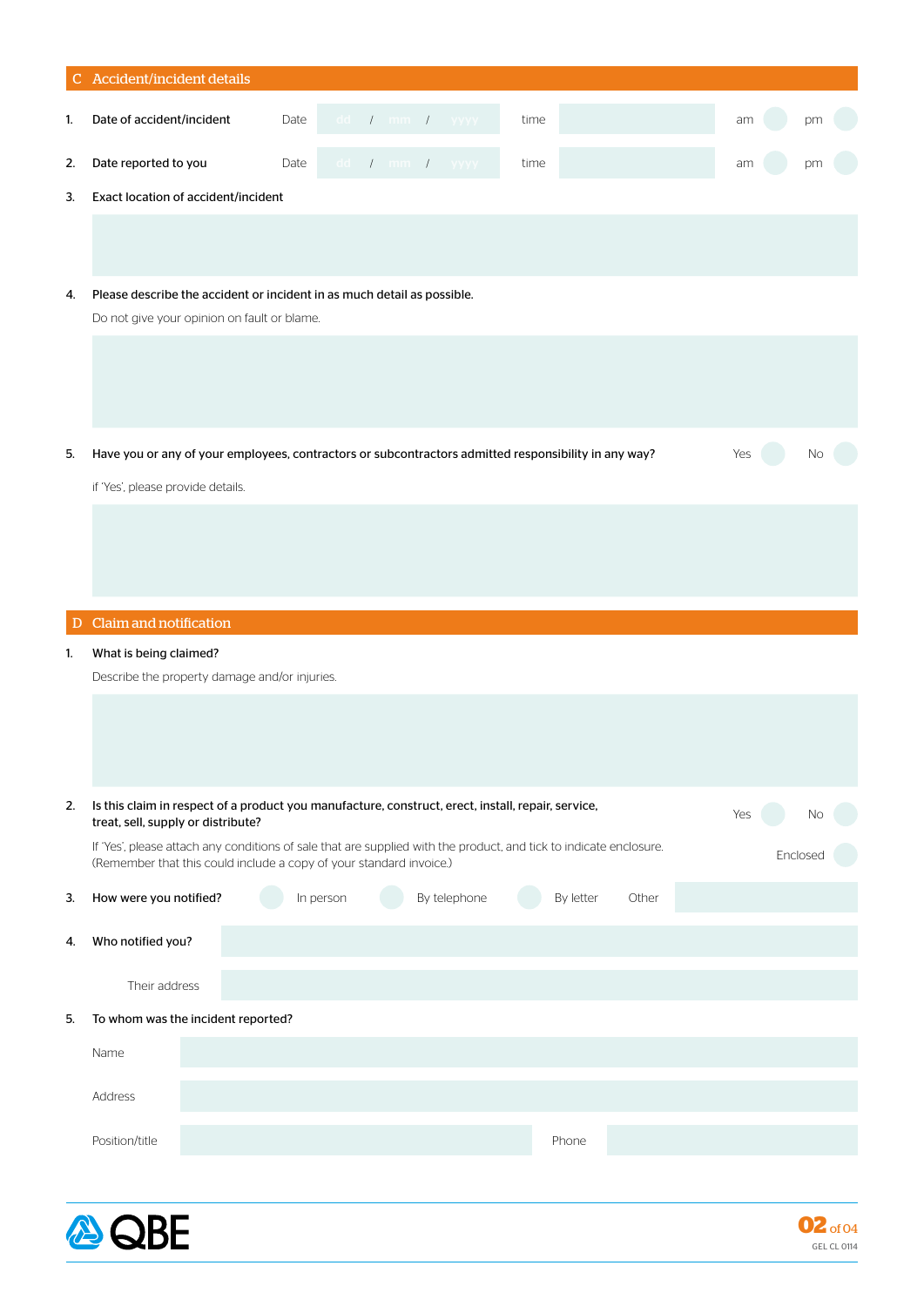## C Accident/incident details

1. **Date of accident/incident** Date dd / mm / yyyy time am pm
2. **Date reported to you** Date dd / mm / yyyy time am pm
3. **Exact location of accident/incident**
4. **Please describe the accident or incident in as much detail as possible.**

   Do not give your opinion on fault or blame.
5. **Have you or any of your employees, contractors or subcontractors admitted responsibility in any way?** Yes No

   if 'Yes', please provide details.

## D Claim and notification

1. **What is being claimed?**

   Describe the property damage and/or injuries.
2. **Is this claim in respect of a product you manufacture, construct, erect, install, repair, service, treat, sell, supply or distribute?** Yes No

   If 'Yes', please attach any conditions of sale that are supplied with the product, and tick to indicate enclosure. (Remember that this could include a copy of your standard invoice.) Enclosed
3. **How were you notified?** In person By telephone By letter Other
4. **Who notified you?**

   Their address
5. **To whom was the incident reported?**

   Name

   Address

   Position/title Phone

GEL CL 0114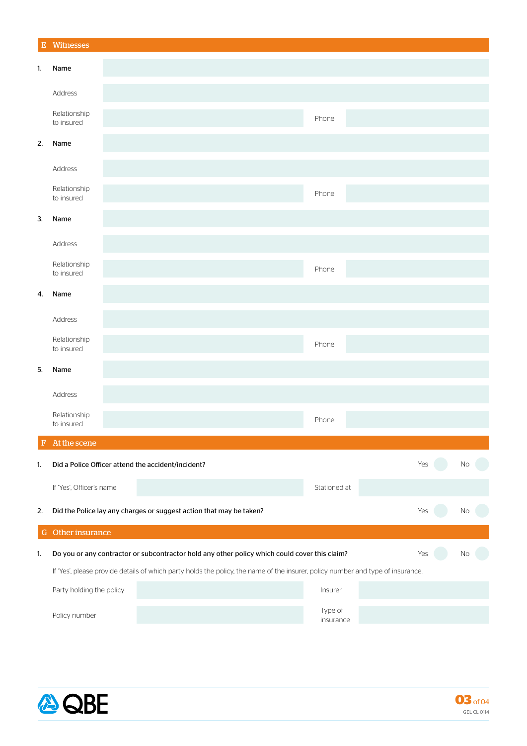## E Witnesses

1. **Name** 

   Address 

   Relationship to insured  Phone 

2. **Name** 

   Address 

   Relationship to insured  Phone 

3. **Name** 

   Address 

   Relationship to insured  Phone 

4. **Name** 

   Address 

   Relationship to insured  Phone 

5. **Name** 

   Address 

   Relationship to insured  Phone 

## F At the scene

1. **Did a Police Officer attend the accident/incident?** Yes No

   If 'Yes', Officer's name  Stationed at 

2. **Did the Police lay any charges or suggest action that may be taken?** Yes No

## G Other insurance

1. **Do you or any contractor or subcontractor hold any other policy which could cover this claim?** Yes No

   If 'Yes', please provide details of which party holds the policy, the name of the insurer, policy number and type of insurance.

   Party holding the policy  Insurer 

   Policy number  Type of insurance 

GEL CL 0114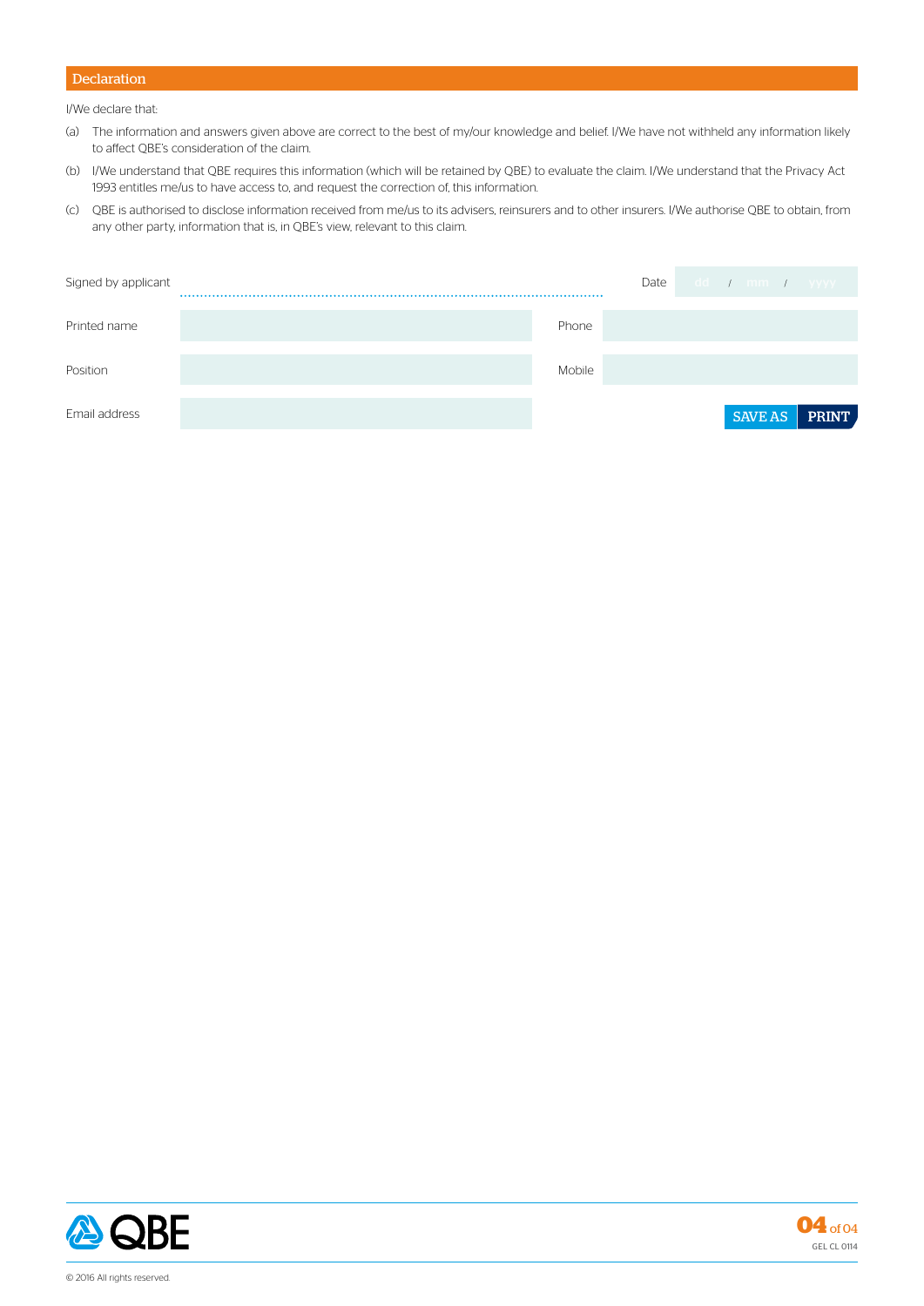## Declaration

I/We declare that:

(a) The information and answers given above are correct to the best of my/our knowledge and belief. I/We have not withheld any information likely to affect QBE's consideration of the claim.

(b) I/We understand that QBE requires this information (which will be retained by QBE) to evaluate the claim. I/We understand that the Privacy Act 1993 entitles me/us to have access to, and request the correction of, this information.

(c) QBE is authorised to disclose information received from me/us to its advisers, reinsurers and to other insurers. I/We authorise QBE to obtain, from any other party, information that is, in QBE's view, relevant to this claim.

| | | | |
|---|---|---|---|
| Signed by applicant | | Date | dd / mm / yyyy |
| Printed name | | Phone | |
| Position | | Mobile | |
| Email address | | | |

SAVE AS PRINT

© 2016 All rights reserved.

GEL CL 0114